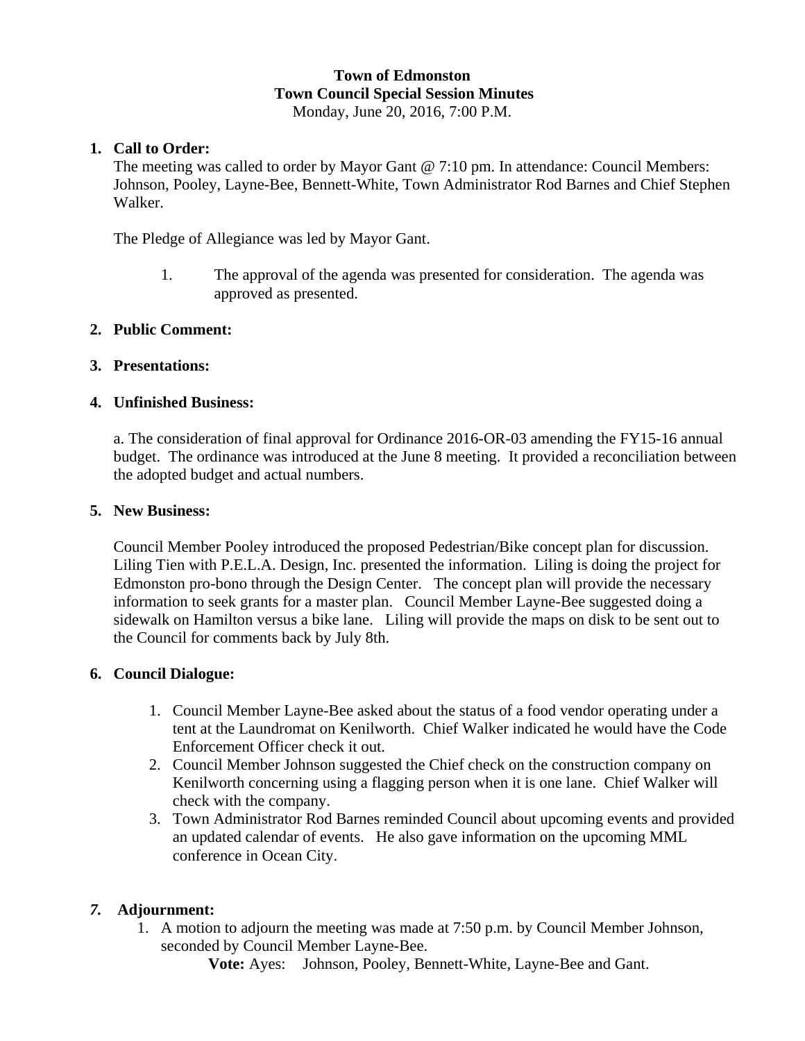**Town of Edmonston**
**Town Council Special Session Minutes**
Monday, June 20, 2016, 7:00 P.M.

1. **Call to Order:**
   The meeting was called to order by Mayor Gant @ 7:10 pm. In attendance: Council Members: Johnson, Pooley, Layne-Bee, Bennett-White, Town Administrator Rod Barnes and Chief Stephen Walker.

   The Pledge of Allegiance was led by Mayor Gant.

   1. The approval of the agenda was presented for consideration. The agenda was approved as presented.

2. **Public Comment:**

3. **Presentations:**

4. **Unfinished Business:**

   a. The consideration of final approval for Ordinance 2016-OR-03 amending the FY15-16 annual budget. The ordinance was introduced at the June 8 meeting. It provided a reconciliation between the adopted budget and actual numbers.

5. **New Business:**

   Council Member Pooley introduced the proposed Pedestrian/Bike concept plan for discussion. Liling Tien with P.E.L.A. Design, Inc. presented the information. Liling is doing the project for Edmonston pro-bono through the Design Center. The concept plan will provide the necessary information to seek grants for a master plan. Council Member Layne-Bee suggested doing a sidewalk on Hamilton versus a bike lane. Liling will provide the maps on disk to be sent out to the Council for comments back by July 8th.

6. **Council Dialogue:**

   1. Council Member Layne-Bee asked about the status of a food vendor operating under a tent at the Laundromat on Kenilworth. Chief Walker indicated he would have the Code Enforcement Officer check it out.
   2. Council Member Johnson suggested the Chief check on the construction company on Kenilworth concerning using a flagging person when it is one lane. Chief Walker will check with the company.
   3. Town Administrator Rod Barnes reminded Council about upcoming events and provided an updated calendar of events. He also gave information on the upcoming MML conference in Ocean City.

7. **Adjournment:**
   1. A motion to adjourn the meeting was made at 7:50 p.m. by Council Member Johnson, seconded by Council Member Layne-Bee.

      **Vote:** Ayes: Johnson, Pooley, Bennett-White, Layne-Bee and Gant.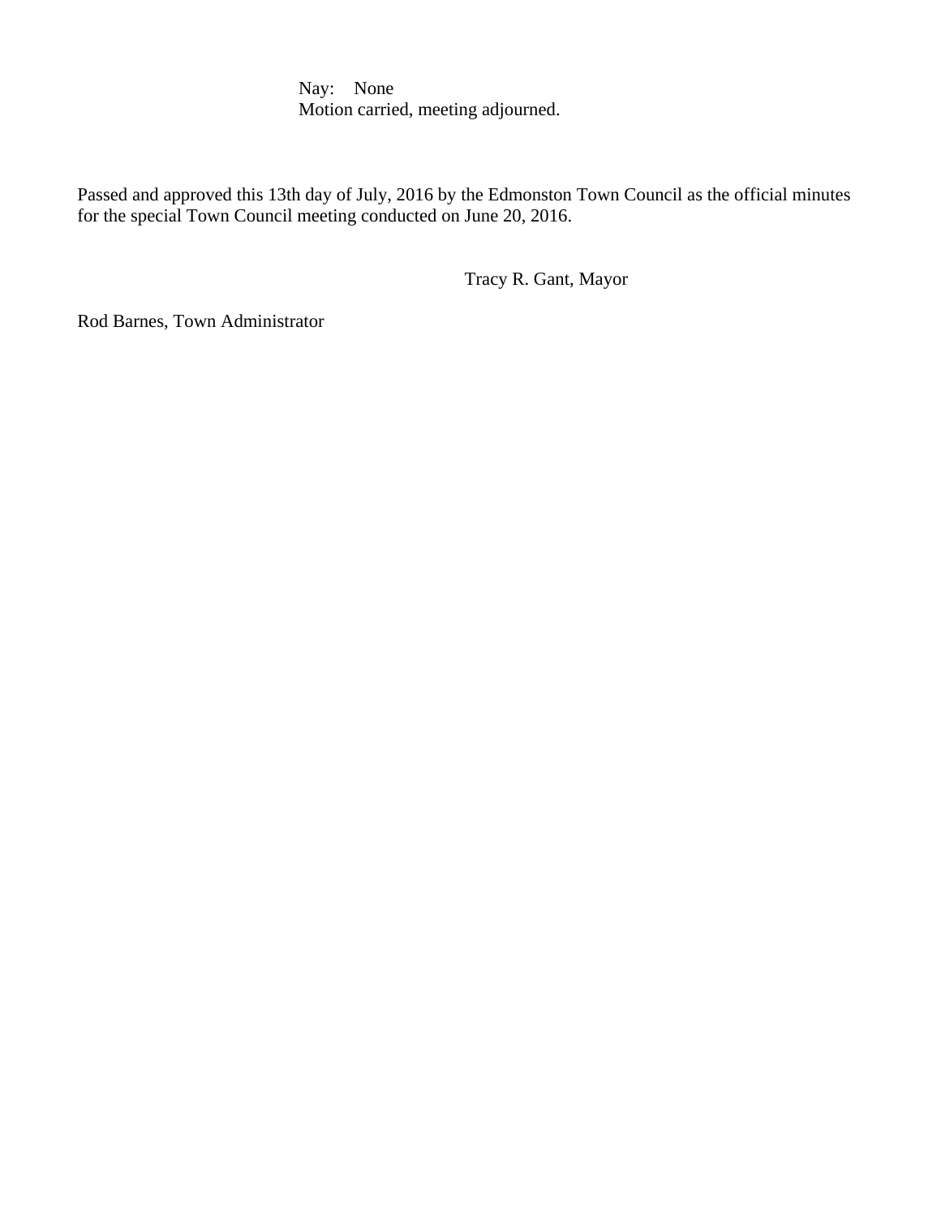Nay: None
Motion carried, meeting adjourned.

Passed and approved this 13th day of July, 2016 by the Edmonston Town Council as the official minutes for the special Town Council meeting conducted on June 20, 2016.

Tracy R. Gant, Mayor

Rod Barnes, Town Administrator